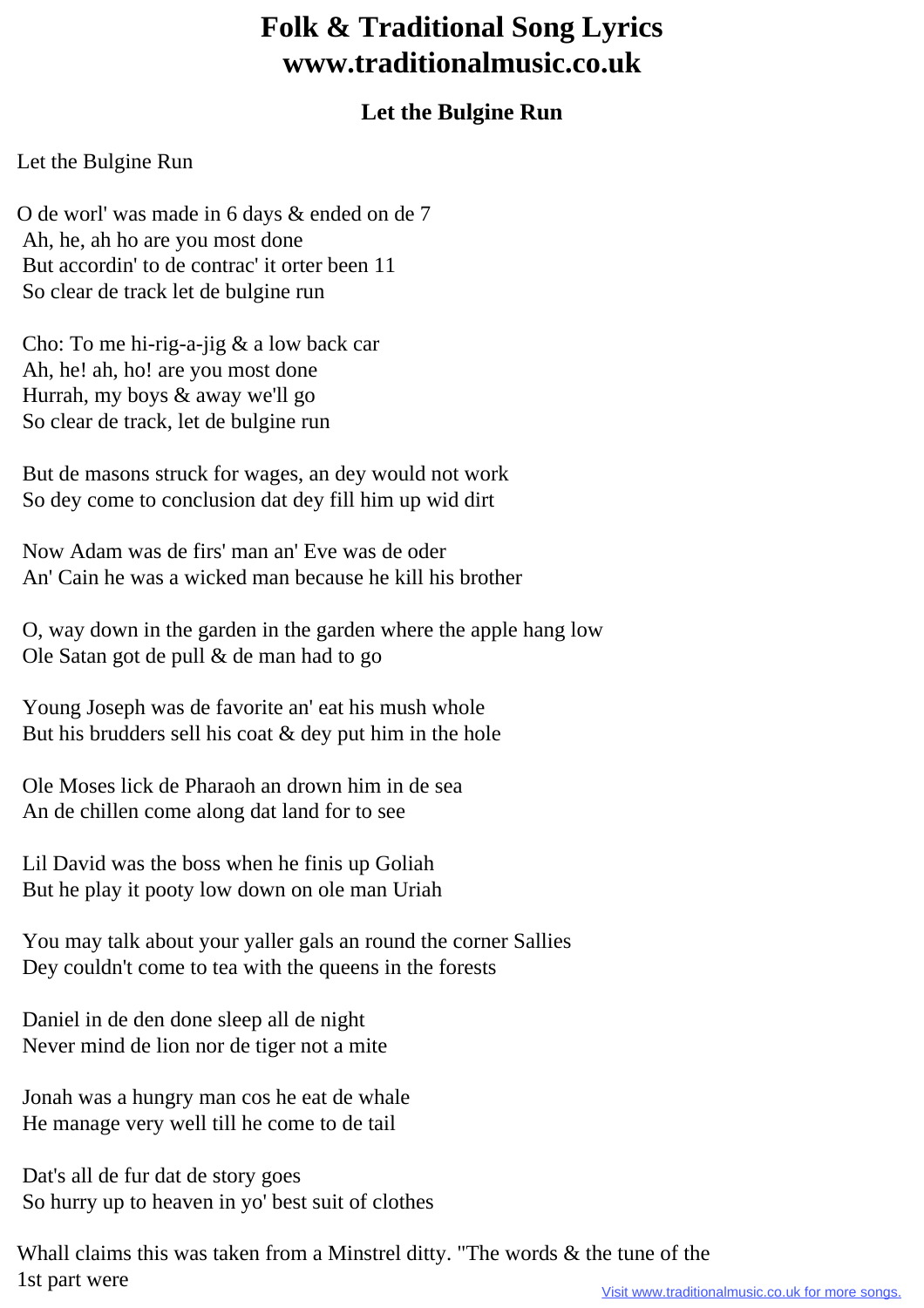# Folk & Traditional Song Lyrics
# www.traditionalmusic.co.uk

## Let the Bulgine Run

Let the Bulgine Run

O de worl' was made in 6 days & ended on de 7  
Ah, he, ah ho are you most done  
But accordin' to de contrac' it orter been 11  
So clear de track let de bulgine run

Cho: To me hi-rig-a-jig & a low back car  
Ah, he! ah, ho! are you most done  
Hurrah, my boys & away we'll go  
So clear de track, let de bulgine run

But de masons struck for wages, an dey would not work  
So dey come to conclusion dat dey fill him up wid dirt

Now Adam was de firs' man an' Eve was de oder  
An' Cain he was a wicked man because he kill his brother

O, way down in the garden in the garden where the apple hang low  
Ole Satan got de pull & de man had to go

Young Joseph was de favorite an' eat his mush whole  
But his brudders sell his coat & dey put him in the hole

Ole Moses lick de Pharaoh an drown him in de sea  
An de chillen come along dat land for to see

Lil David was the boss when he finis up Goliah  
But he play it pooty low down on ole man Uriah

You may talk about your yaller gals an round the corner Sallies  
Dey couldn't come to tea with the queens in the forests

Daniel in de den done sleep all de night  
Never mind de lion nor de tiger not a mite

Jonah was a hungry man cos he eat de whale  
He manage very well till he come to de tail

Dat's all de fur dat de story goes  
So hurry up to heaven in yo' best suit of clothes

Whall claims this was taken from a Minstrel ditty. "The words & the tune of the 1st part were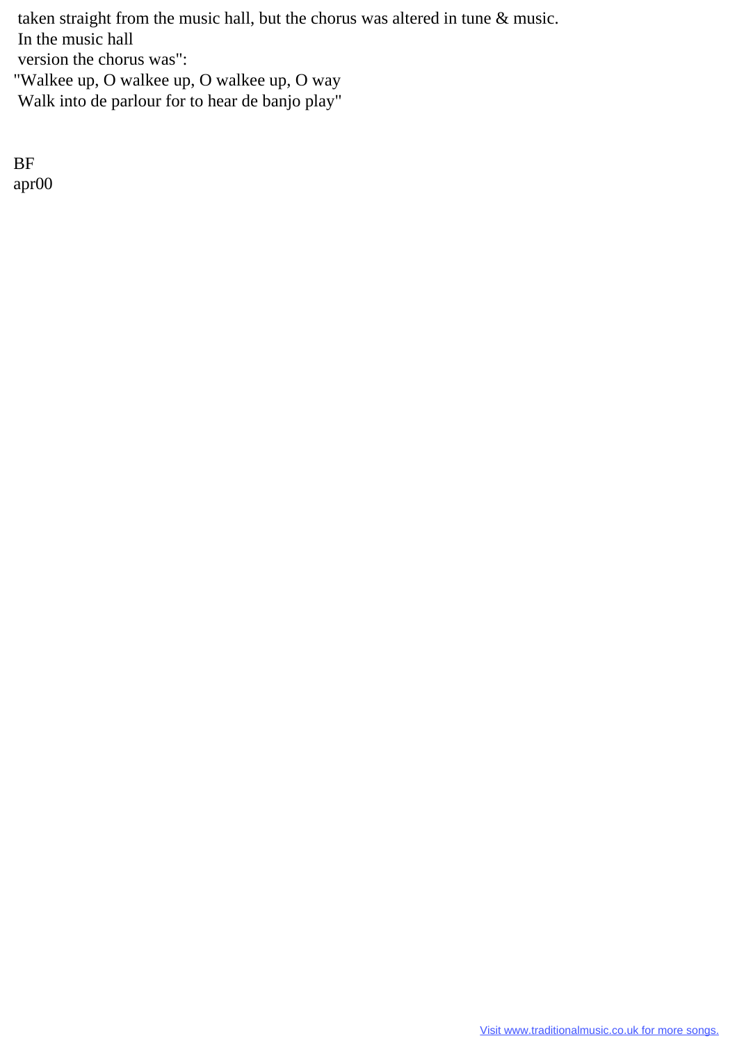taken straight from the music hall, but the chorus was altered in tune & music.
In the music hall
version the chorus was":
"Walkee up, O walkee up, O walkee up, O way
Walk into de parlour for to hear de banjo play"

BF
apr00